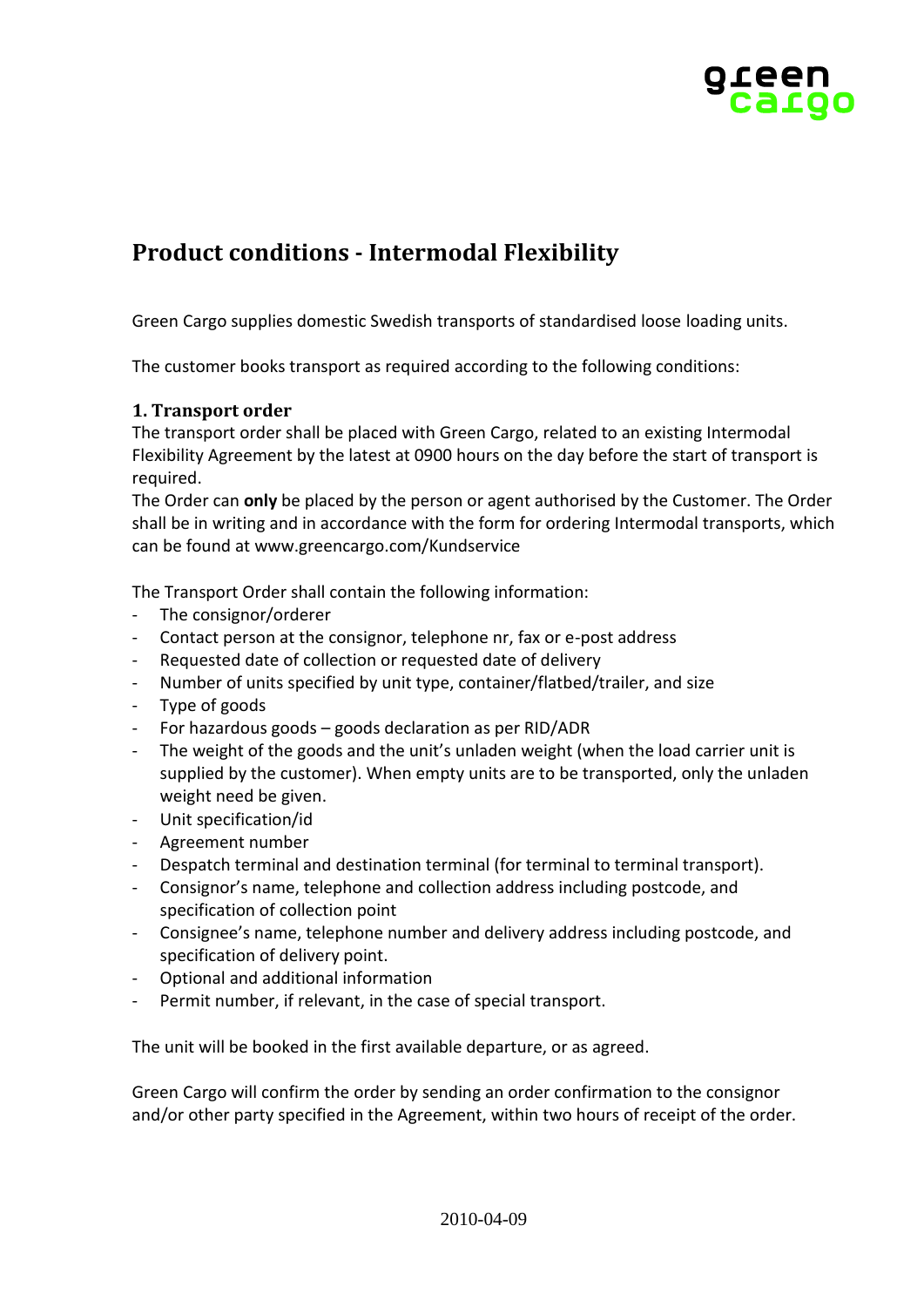# Product conditions - Intermodal Flexibility

Green Cargo supplies domestic Swedish transports of standardised loose loading units.

The customer books transport as required according to the following conditions:

## 1. Transport order

The transport order shall be placed with Green Cargo, related to an existing Intermodal Flexibility Agreement by the latest at 0900 hours on the day before the start of transport is required.

The Order can **only** be placed by the person or agent authorised by the Customer. The Order shall be in writing and in accordance with the form for ordering Intermodal transports, which can be found at www.greencargo.com/Kundservice

The Transport Order shall contain the following information:

- The consignor/orderer
- Contact person at the consignor, telephone nr, fax or e-post address
- Requested date of collection or requested date of delivery
- Number of units specified by unit type, container/flatbed/trailer, and size
- Type of goods
- For hazardous goods – goods declaration as per RID/ADR
- The weight of the goods and the unit's unladen weight (when the load carrier unit is supplied by the customer). When empty units are to be transported, only the unladen weight need be given.
- Unit specification/id
- Agreement number
- Despatch terminal and destination terminal (for terminal to terminal transport).
- Consignor's name, telephone and collection address including postcode, and specification of collection point
- Consignee's name, telephone number and delivery address including postcode, and specification of delivery point.
- Optional and additional information
- Permit number, if relevant, in the case of special transport.

The unit will be booked in the first available departure, or as agreed.

Green Cargo will confirm the order by sending an order confirmation to the consignor and/or other party specified in the Agreement, within two hours of receipt of the order.

2010-04-09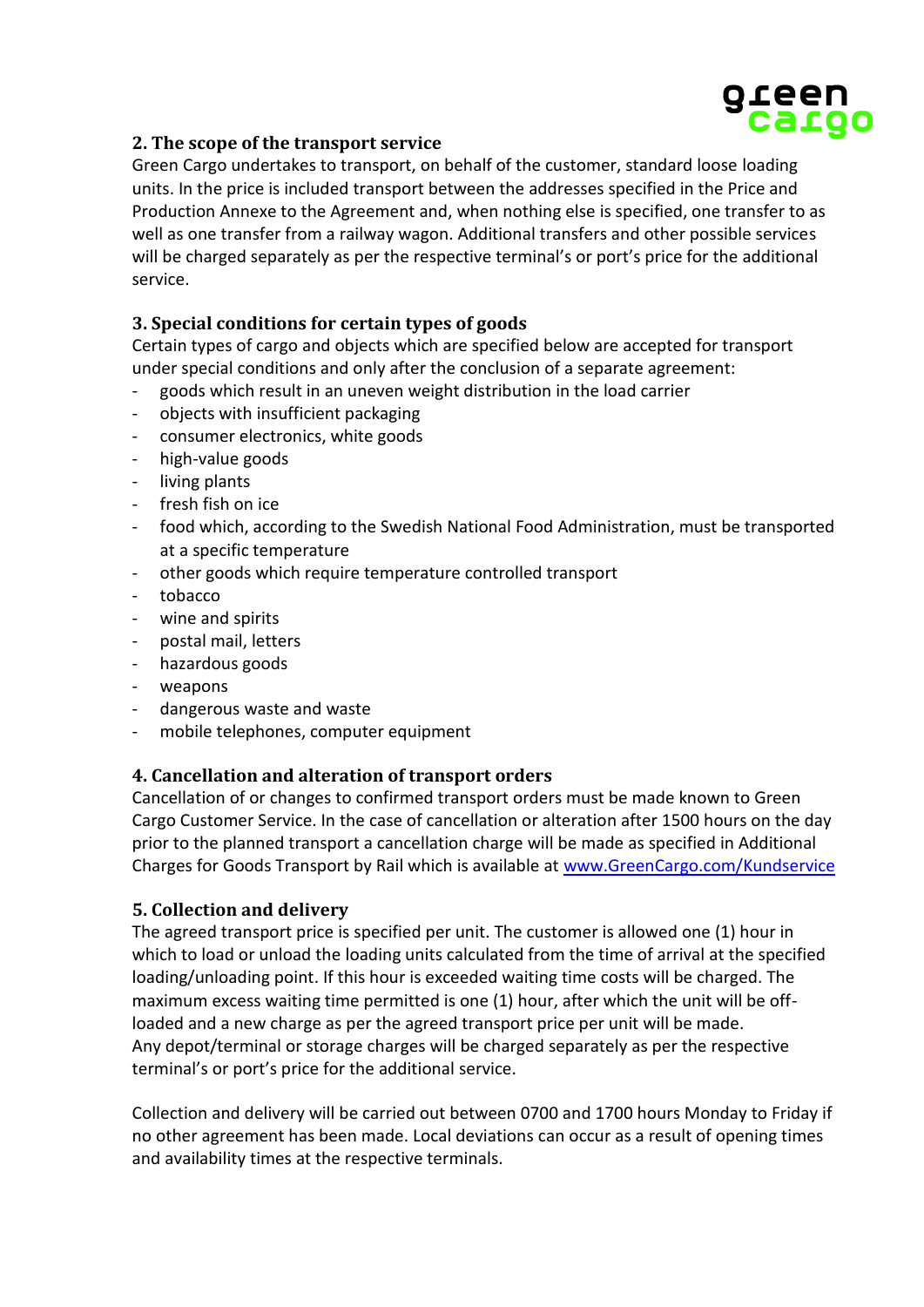## 2. The scope of the transport service

Green Cargo undertakes to transport, on behalf of the customer, standard loose loading units. In the price is included transport between the addresses specified in the Price and Production Annexe to the Agreement and, when nothing else is specified, one transfer to as well as one transfer from a railway wagon. Additional transfers and other possible services will be charged separately as per the respective terminal's or port's price for the additional service.

## 3. Special conditions for certain types of goods

Certain types of cargo and objects which are specified below are accepted for transport under special conditions and only after the conclusion of a separate agreement:

- goods which result in an uneven weight distribution in the load carrier
- objects with insufficient packaging
- consumer electronics, white goods
- high-value goods
- living plants
- fresh fish on ice
- food which, according to the Swedish National Food Administration, must be transported at a specific temperature
- other goods which require temperature controlled transport
- tobacco
- wine and spirits
- postal mail, letters
- hazardous goods
- weapons
- dangerous waste and waste
- mobile telephones, computer equipment

## 4. Cancellation and alteration of transport orders

Cancellation of or changes to confirmed transport orders must be made known to Green Cargo Customer Service. In the case of cancellation or alteration after 1500 hours on the day prior to the planned transport a cancellation charge will be made as specified in Additional Charges for Goods Transport by Rail which is available at [www.GreenCargo.com/Kundservice](http://www.GreenCargo.com/Kundservice)

## 5. Collection and delivery

The agreed transport price is specified per unit. The customer is allowed one (1) hour in which to load or unload the loading units calculated from the time of arrival at the specified loading/unloading point. If this hour is exceeded waiting time costs will be charged. The maximum excess waiting time permitted is one (1) hour, after which the unit will be off-loaded and a new charge as per the agreed transport price per unit will be made.
Any depot/terminal or storage charges will be charged separately as per the respective terminal's or port's price for the additional service.

Collection and delivery will be carried out between 0700 and 1700 hours Monday to Friday if no other agreement has been made. Local deviations can occur as a result of opening times and availability times at the respective terminals.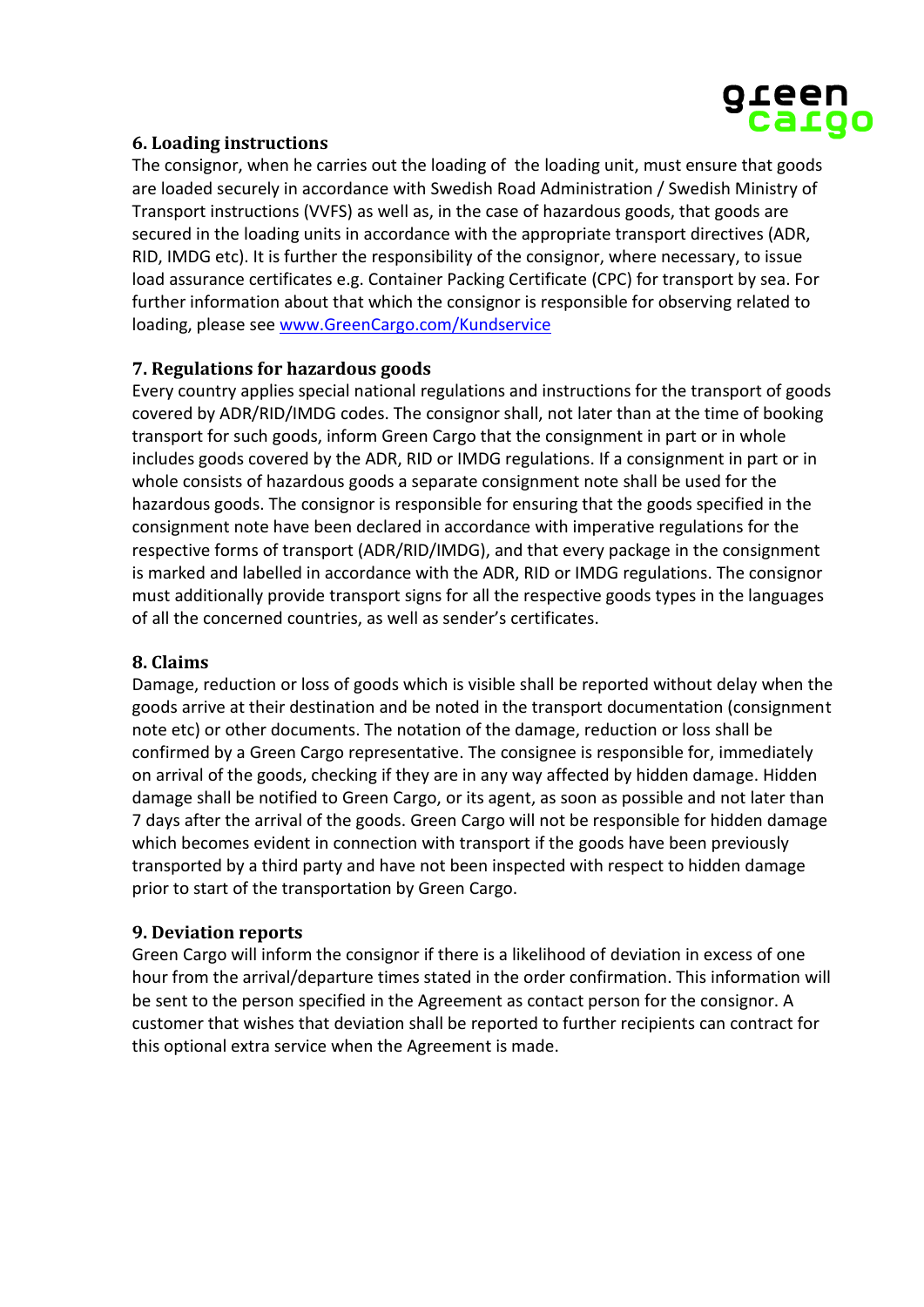## 6. Loading instructions

The consignor, when he carries out the loading of the loading unit, must ensure that goods are loaded securely in accordance with Swedish Road Administration / Swedish Ministry of Transport instructions (VVFS) as well as, in the case of hazardous goods, that goods are secured in the loading units in accordance with the appropriate transport directives (ADR, RID, IMDG etc). It is further the responsibility of the consignor, where necessary, to issue load assurance certificates e.g. Container Packing Certificate (CPC) for transport by sea. For further information about that which the consignor is responsible for observing related to loading, please see [www.GreenCargo.com/Kundservice](http://www.GreenCargo.com/Kundservice)

## 7. Regulations for hazardous goods

Every country applies special national regulations and instructions for the transport of goods covered by ADR/RID/IMDG codes. The consignor shall, not later than at the time of booking transport for such goods, inform Green Cargo that the consignment in part or in whole includes goods covered by the ADR, RID or IMDG regulations. If a consignment in part or in whole consists of hazardous goods a separate consignment note shall be used for the hazardous goods. The consignor is responsible for ensuring that the goods specified in the consignment note have been declared in accordance with imperative regulations for the respective forms of transport (ADR/RID/IMDG), and that every package in the consignment is marked and labelled in accordance with the ADR, RID or IMDG regulations. The consignor must additionally provide transport signs for all the respective goods types in the languages of all the concerned countries, as well as sender's certificates.

## 8. Claims

Damage, reduction or loss of goods which is visible shall be reported without delay when the goods arrive at their destination and be noted in the transport documentation (consignment note etc) or other documents. The notation of the damage, reduction or loss shall be confirmed by a Green Cargo representative. The consignee is responsible for, immediately on arrival of the goods, checking if they are in any way affected by hidden damage. Hidden damage shall be notified to Green Cargo, or its agent, as soon as possible and not later than 7 days after the arrival of the goods. Green Cargo will not be responsible for hidden damage which becomes evident in connection with transport if the goods have been previously transported by a third party and have not been inspected with respect to hidden damage prior to start of the transportation by Green Cargo.

## 9. Deviation reports

Green Cargo will inform the consignor if there is a likelihood of deviation in excess of one hour from the arrival/departure times stated in the order confirmation. This information will be sent to the person specified in the Agreement as contact person for the consignor. A customer that wishes that deviation shall be reported to further recipients can contract for this optional extra service when the Agreement is made.